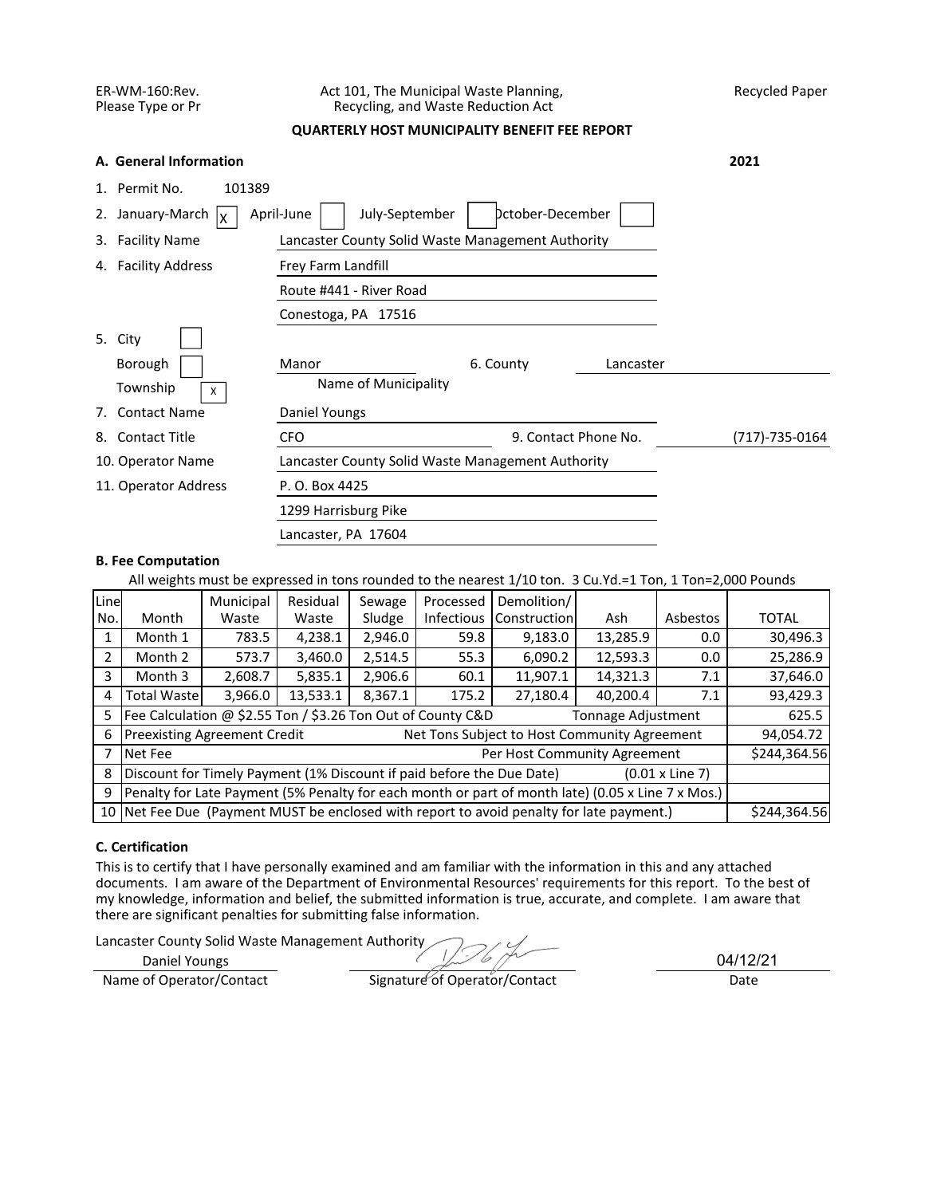ER-WM-160:Rev.
Please Type or Pr

Act 101, The Municipal Waste Planning,
Recycling, and Waste Reduction Act

Recycled Paper

**QUARTERLY HOST MUNICIPALITY BENEFIT FEE REPORT**

**A. General Information** **2021**

1. Permit No. 101389
2. January-March [X] April-June [ ] July-September [ ] October-December [ ]
3. Facility Name: Lancaster County Solid Waste Management Authority
4. Facility Address: Frey Farm Landfill
   Route #441 - River Road
   Conestoga, PA 17516
5. City [ ]
   Borough [ ]
   Township [X]
   Manor (Name of Municipality)
6. County: Lancaster
7. Contact Name: Daniel Youngs
8. Contact Title: CFO
9. Contact Phone No.: (717)-735-0164
10. Operator Name: Lancaster County Solid Waste Management Authority
11. Operator Address: P. O. Box 4425
    1299 Harrisburg Pike
    Lancaster, PA 17604

**B. Fee Computation**

All weights must be expressed in tons rounded to the nearest 1/10 ton. 3 Cu.Yd.=1 Ton, 1 Ton=2,000 Pounds

| Line No. | Month | Municipal Waste | Residual Waste | Sewage Sludge | Processed Infectious | Demolition/ Construction | Ash | Asbestos | TOTAL |
|---|---|---|---|---|---|---|---|---|---|
| 1 | Month 1 | 783.5 | 4,238.1 | 2,946.0 | 59.8 | 9,183.0 | 13,285.9 | 0.0 | 30,496.3 |
| 2 | Month 2 | 573.7 | 3,460.0 | 2,514.5 | 55.3 | 6,090.2 | 12,593.3 | 0.0 | 25,286.9 |
| 3 | Month 3 | 2,608.7 | 5,835.1 | 2,906.6 | 60.1 | 11,907.1 | 14,321.3 | 7.1 | 37,646.0 |
| 4 | Total Waste | 3,966.0 | 13,533.1 | 8,367.1 | 175.2 | 27,180.4 | 40,200.4 | 7.1 | 93,429.3 |
| 5 | Fee Calculation @ $2.55 Ton / $3.26 Ton Out of County C&D | | | | | Tonnage Adjustment | | | 625.5 |
| 6 | Preexisting Agreement Credit | | | | Net Tons Subject to Host Community Agreement | | | | 94,054.72 |
| 7 | Net Fee | | | | | Per Host Community Agreement | | | $244,364.56 |
| 8 | Discount for Timely Payment (1% Discount if paid before the Due Date) (0.01 x Line 7) | | | | | | | | |
| 9 | Penalty for Late Payment (5% Penalty for each month or part of month late) (0.05 x Line 7 x Mos.) | | | | | | | | |
| 10 | Net Fee Due (Payment MUST be enclosed with report to avoid penalty for late payment.) | | | | | | | | $244,364.56 |

**C. Certification**

This is to certify that I have personally examined and am familiar with the information in this and any attached documents. I am aware of the Department of Environmental Resources' requirements for this report. To the best of my knowledge, information and belief, the submitted information is true, accurate, and complete. I am aware that there are significant penalties for submitting false information.

Lancaster County Solid Waste Management Authority

Daniel Youngs
Name of Operator/Contact

Signature of Operator/Contact

04/12/21
Date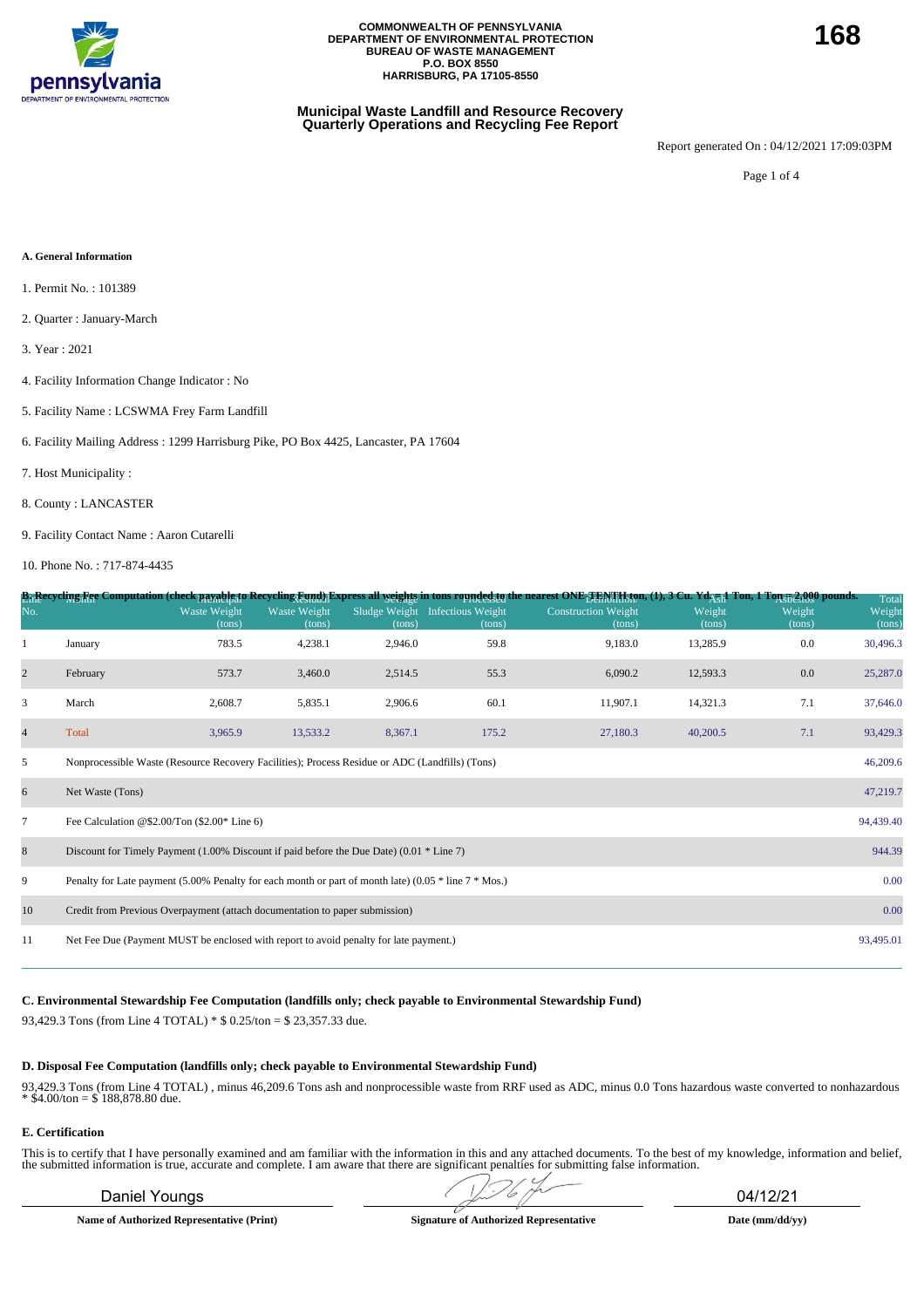COMMONWEALTH OF PENNSYLVANIA
DEPARTMENT OF ENVIRONMENTAL PROTECTION
BUREAU OF WASTE MANAGEMENT
P.O. BOX 8550
HARRISBURG, PA 17105-8550

**168**

## Municipal Waste Landfill and Resource Recovery Quarterly Operations and Recycling Fee Report

Report generated On : 04/12/2021 17:09:03PM

**A. General Information**

1. Permit No. : 101389
2. Quarter : January-March
3. Year : 2021
4. Facility Information Change Indicator : No
5. Facility Name : LCSWMA Frey Farm Landfill
6. Facility Mailing Address : 1299 Harrisburg Pike, PO Box 4425, Lancaster, PA 17604
7. Host Municipality :
8. County : LANCASTER
9. Facility Contact Name : Aaron Cutarelli
10. Phone No. : 717-874-4435

**B. Recycling Fee Computation (check payable to Recycling Fund) Express all weights in tons rounded to the nearest ONE-TENTH ton, (1), 3 Cu. Yd. = 1 Ton, 1 Ton = 2,000 pounds.**

| Line No. | Month | Municipal Waste Weight (tons) | Residual Waste Weight (tons) | Sewage Sludge Weight (tons) | Processed Infectious Weight (tons) | Demolition Construction Weight (tons) | Ash Weight (tons) | Asbestos Weight (tons) | Total Weight (tons) |
|---|---|---|---|---|---|---|---|---|---|
| 1 | January | 783.5 | 4,238.1 | 2,946.0 | 59.8 | 9,183.0 | 13,285.9 | 0.0 | 30,496.3 |
| 2 | February | 573.7 | 3,460.0 | 2,514.5 | 55.3 | 6,090.2 | 12,593.3 | 0.0 | 25,287.0 |
| 3 | March | 2,608.7 | 5,835.1 | 2,906.6 | 60.1 | 11,907.1 | 14,321.3 | 7.1 | 37,646.0 |
| 4 | Total | 3,965.9 | 13,533.2 | 8,367.1 | 175.2 | 27,180.3 | 40,200.5 | 7.1 | 93,429.3 |
| 5 | Nonprocessible Waste (Resource Recovery Facilities); Process Residue or ADC (Landfills) (Tons) | | | | | | | | 46,209.6 |
| 6 | Net Waste (Tons) | | | | | | | | 47,219.7 |
| 7 | Fee Calculation @$2.00/Ton ($2.00* Line 6) | | | | | | | | 94,439.40 |
| 8 | Discount for Timely Payment (1.00% Discount if paid before the Due Date) (0.01 * Line 7) | | | | | | | | 944.39 |
| 9 | Penalty for Late payment (5.00% Penalty for each month or part of month late) (0.05 * line 7 * Mos.) | | | | | | | | 0.00 |
| 10 | Credit from Previous Overpayment (attach documentation to paper submission) | | | | | | | | 0.00 |
| 11 | Net Fee Due (Payment MUST be enclosed with report to avoid penalty for late payment.) | | | | | | | | 93,495.01 |

**C. Environmental Stewardship Fee Computation (landfills only; check payable to Environmental Stewardship Fund)**

93,429.3 Tons (from Line 4 TOTAL) * $ 0.25/ton = $ 23,357.33 due.

**D. Disposal Fee Computation (landfills only; check payable to Environmental Stewardship Fund)**

93,429.3 Tons (from Line 4 TOTAL) , minus 46,209.6 Tons ash and nonprocessible waste from RRF used as ADC, minus 0.0 Tons hazardous waste converted to nonhazardous * $4.00/ton = $ 188,878.80 due.

**E. Certification**

This is to certify that I have personally examined and am familiar with the information in this and any attached documents. To the best of my knowledge, information and belief, the submitted information is true, accurate and complete. I am aware that there are significant penalties for submitting false information.

| Daniel Youngs | [Signature] | 04/12/21 |
|---|---|---|
| **Name of Authorized Representative (Print)** | **Signature of Authorized Representative** | **Date (mm/dd/yy)** |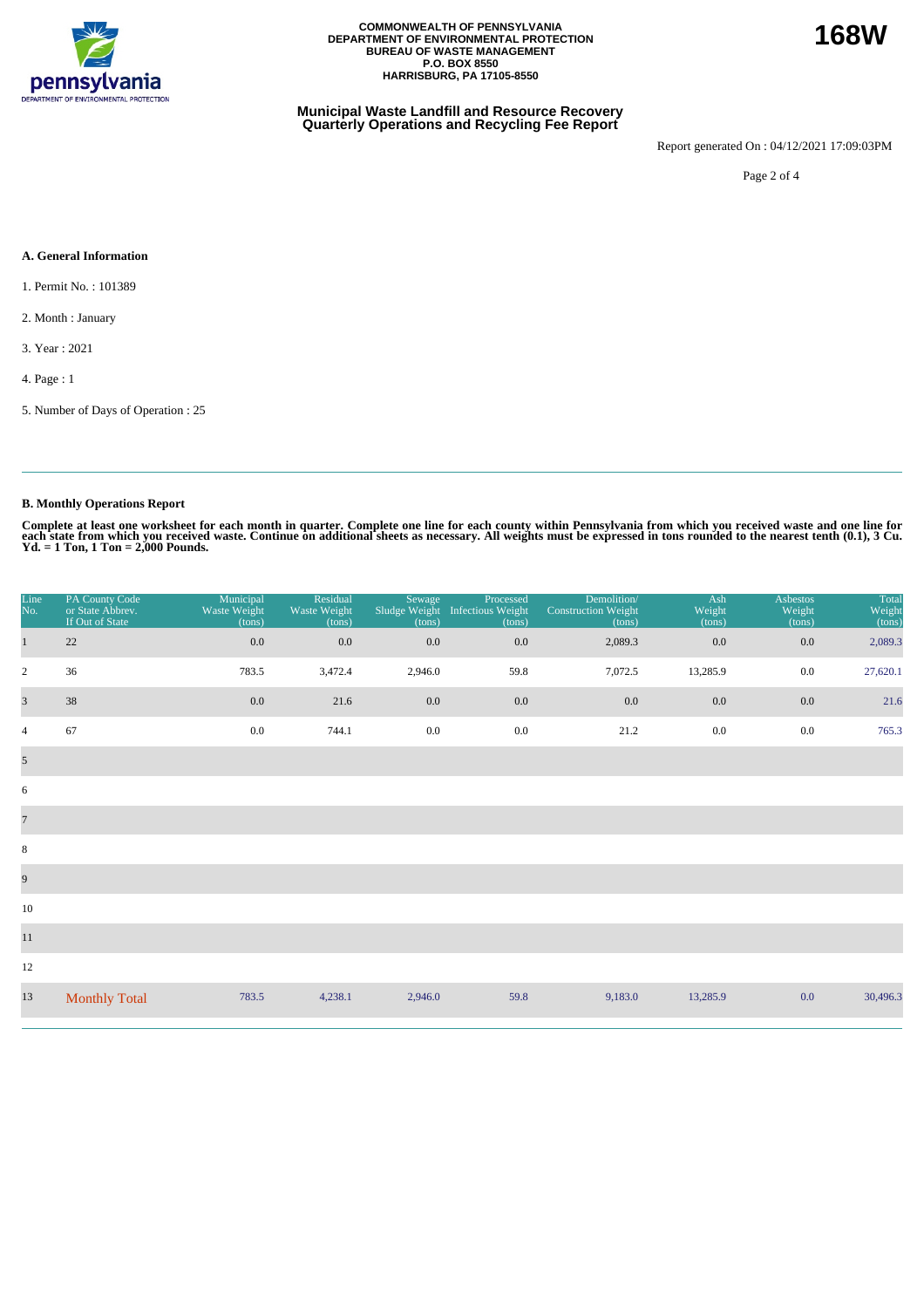COMMONWEALTH OF PENNSYLVANIA
DEPARTMENT OF ENVIRONMENTAL PROTECTION
BUREAU OF WASTE MANAGEMENT
P.O. BOX 8550
HARRISBURG, PA 17105-8550

**168W**

## Municipal Waste Landfill and Resource Recovery Quarterly Operations and Recycling Fee Report

Report generated On : 04/12/2021 17:09:03PM

### A. General Information

1. Permit No. : 101389

2. Month : January

3. Year : 2021

4. Page : 1

5. Number of Days of Operation : 25

### B. Monthly Operations Report

**Complete at least one worksheet for each month in quarter. Complete one line for each county within Pennsylvania from which you received waste and one line for each state from which you received waste. Continue on additional sheets as necessary. All weights must be expressed in tons rounded to the nearest tenth (0.1), 3 Cu. Yd. = 1 Ton, 1 Ton = 2,000 Pounds.**

| Line No. | PA County Code or State Abbrev. If Out of State | Municipal Waste Weight (tons) | Residual Waste Weight (tons) | Sewage Sludge Weight (tons) | Processed Infectious Weight (tons) | Demolition/ Construction Weight (tons) | Ash Weight (tons) | Asbestos Weight (tons) | Total Weight (tons) |
|---|---|---|---|---|---|---|---|---|---|
| 1 | 22 | 0.0 | 0.0 | 0.0 | 0.0 | 2,089.3 | 0.0 | 0.0 | 2,089.3 |
| 2 | 36 | 783.5 | 3,472.4 | 2,946.0 | 59.8 | 7,072.5 | 13,285.9 | 0.0 | 27,620.1 |
| 3 | 38 | 0.0 | 21.6 | 0.0 | 0.0 | 0.0 | 0.0 | 0.0 | 21.6 |
| 4 | 67 | 0.0 | 744.1 | 0.0 | 0.0 | 21.2 | 0.0 | 0.0 | 765.3 |
| 5 | | | | | | | | | |
| 6 | | | | | | | | | |
| 7 | | | | | | | | | |
| 8 | | | | | | | | | |
| 9 | | | | | | | | | |
| 10 | | | | | | | | | |
| 11 | | | | | | | | | |
| 12 | | | | | | | | | |
| 13 | Monthly Total | 783.5 | 4,238.1 | 2,946.0 | 59.8 | 9,183.0 | 13,285.9 | 0.0 | 30,496.3 |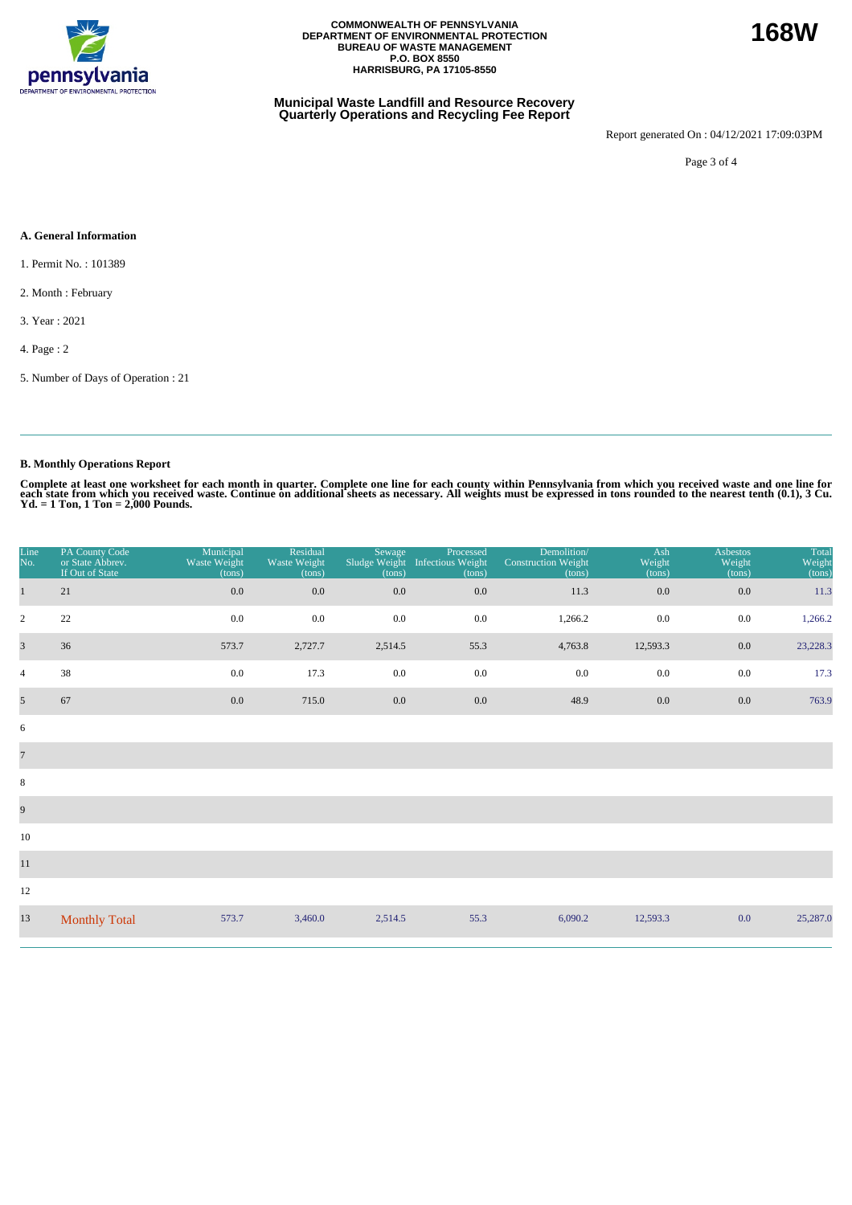COMMONWEALTH OF PENNSYLVANIA
DEPARTMENT OF ENVIRONMENTAL PROTECTION
BUREAU OF WASTE MANAGEMENT
P.O. BOX 8550
HARRISBURG, PA 17105-8550

**168W**

## Municipal Waste Landfill and Resource Recovery Quarterly Operations and Recycling Fee Report

Report generated On : 04/12/2021 17:09:03PM

### A. General Information

1. Permit No. : 101389

2. Month : February

3. Year : 2021

4. Page : 2

5. Number of Days of Operation : 21

### B. Monthly Operations Report

**Complete at least one worksheet for each month in quarter. Complete one line for each county within Pennsylvania from which you received waste and one line for each state from which you received waste. Continue on additional sheets as necessary. All weights must be expressed in tons rounded to the nearest tenth (0.1), 3 Cu. Yd. = 1 Ton, 1 Ton = 2,000 Pounds.**

| Line No. | PA County Code or State Abbrev. If Out of State | Municipal Waste Weight (tons) | Residual Waste Weight (tons) | Sewage Sludge Weight (tons) | Processed Infectious Weight (tons) | Demolition/ Construction Weight (tons) | Ash Weight (tons) | Asbestos Weight (tons) | Total Weight (tons) |
|---|---|---|---|---|---|---|---|---|---|
| 1 | 21 | 0.0 | 0.0 | 0.0 | 0.0 | 11.3 | 0.0 | 0.0 | 11.3 |
| 2 | 22 | 0.0 | 0.0 | 0.0 | 0.0 | 1,266.2 | 0.0 | 0.0 | 1,266.2 |
| 3 | 36 | 573.7 | 2,727.7 | 2,514.5 | 55.3 | 4,763.8 | 12,593.3 | 0.0 | 23,228.3 |
| 4 | 38 | 0.0 | 17.3 | 0.0 | 0.0 | 0.0 | 0.0 | 0.0 | 17.3 |
| 5 | 67 | 0.0 | 715.0 | 0.0 | 0.0 | 48.9 | 0.0 | 0.0 | 763.9 |
| 6 | | | | | | | | | |
| 7 | | | | | | | | | |
| 8 | | | | | | | | | |
| 9 | | | | | | | | | |
| 10 | | | | | | | | | |
| 11 | | | | | | | | | |
| 12 | | | | | | | | | |
| 13 | Monthly Total | 573.7 | 3,460.0 | 2,514.5 | 55.3 | 6,090.2 | 12,593.3 | 0.0 | 25,287.0 |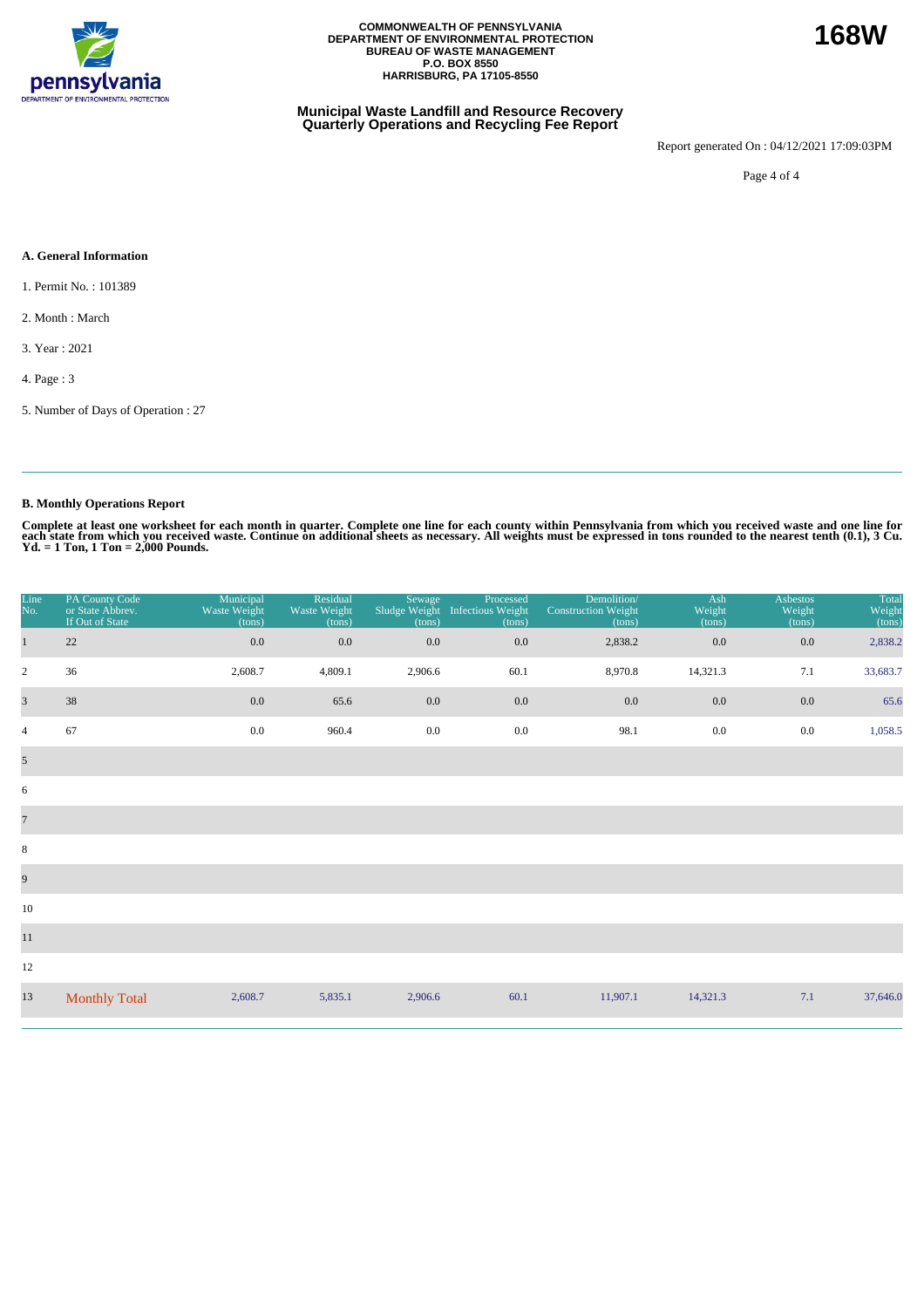COMMONWEALTH OF PENNSYLVANIA
DEPARTMENT OF ENVIRONMENTAL PROTECTION
BUREAU OF WASTE MANAGEMENT
P.O. BOX 8550
HARRISBURG, PA 17105-8550

**168W**

## Municipal Waste Landfill and Resource Recovery Quarterly Operations and Recycling Fee Report

Report generated On : 04/12/2021 17:09:03PM

### A. General Information

1. Permit No. : 101389

2. Month : March

3. Year : 2021

4. Page : 3

5. Number of Days of Operation : 27

### B. Monthly Operations Report

**Complete at least one worksheet for each month in quarter. Complete one line for each county within Pennsylvania from which you received waste and one line for each state from which you received waste. Continue on additional sheets as necessary. All weights must be expressed in tons rounded to the nearest tenth (0.1), 3 Cu. Yd. = 1 Ton, 1 Ton = 2,000 Pounds.**

| Line No. | PA County Code or State Abbrev. If Out of State | Municipal Waste Weight (tons) | Residual Waste Weight (tons) | Sewage Sludge Weight (tons) | Processed Infectious Weight (tons) | Demolition/ Construction Weight (tons) | Ash Weight (tons) | Asbestos Weight (tons) | Total Weight (tons) |
|---|---|---|---|---|---|---|---|---|---|
| 1 | 22 | 0.0 | 0.0 | 0.0 | 0.0 | 2,838.2 | 0.0 | 0.0 | 2,838.2 |
| 2 | 36 | 2,608.7 | 4,809.1 | 2,906.6 | 60.1 | 8,970.8 | 14,321.3 | 7.1 | 33,683.7 |
| 3 | 38 | 0.0 | 65.6 | 0.0 | 0.0 | 0.0 | 0.0 | 0.0 | 65.6 |
| 4 | 67 | 0.0 | 960.4 | 0.0 | 0.0 | 98.1 | 0.0 | 0.0 | 1,058.5 |
| 5 | | | | | | | | | |
| 6 | | | | | | | | | |
| 7 | | | | | | | | | |
| 8 | | | | | | | | | |
| 9 | | | | | | | | | |
| 10 | | | | | | | | | |
| 11 | | | | | | | | | |
| 12 | | | | | | | | | |
| 13 | Monthly Total | 2,608.7 | 5,835.1 | 2,906.6 | 60.1 | 11,907.1 | 14,321.3 | 7.1 | 37,646.0 |